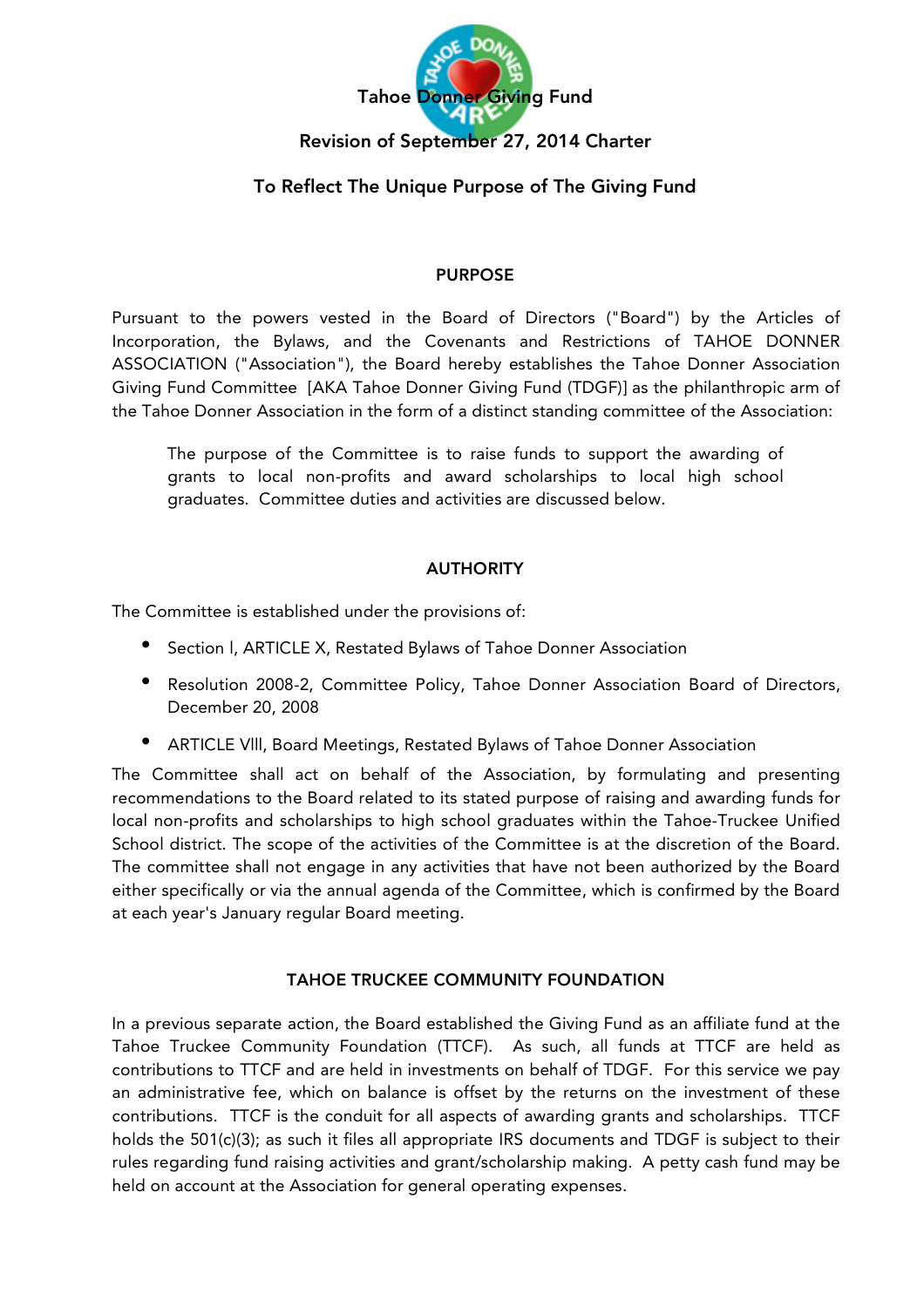# Tahoe Donner Giving Fund

## Revision of September 27, 2014 Charter

## To Reflect The Unique Purpose of The Giving Fund

### PURPOSE

Pursuant to the powers vested in the Board of Directors ("Board") by the Articles of Incorporation, the Bylaws, and the Covenants and Restrictions of TAHOE DONNER ASSOCIATION ("Association"), the Board hereby establishes the Tahoe Donner Association Giving Fund Committee [AKA Tahoe Donner Giving Fund (TDGF)] as the philanthropic arm of the Tahoe Donner Association in the form of a distinct standing committee of the Association:

> The purpose of the Committee is to raise funds to support the awarding of grants to local non-profits and award scholarships to local high school graduates. Committee duties and activities are discussed below.

### AUTHORITY

The Committee is established under the provisions of:

- Section I, ARTICLE X, Restated Bylaws of Tahoe Donner Association
- Resolution 2008-2, Committee Policy, Tahoe Donner Association Board of Directors, December 20, 2008
- ARTICLE VIII, Board Meetings, Restated Bylaws of Tahoe Donner Association

The Committee shall act on behalf of the Association, by formulating and presenting recommendations to the Board related to its stated purpose of raising and awarding funds for local non-profits and scholarships to high school graduates within the Tahoe-Truckee Unified School district. The scope of the activities of the Committee is at the discretion of the Board. The committee shall not engage in any activities that have not been authorized by the Board either specifically or via the annual agenda of the Committee, which is confirmed by the Board at each year's January regular Board meeting.

### TAHOE TRUCKEE COMMUNITY FOUNDATION

In a previous separate action, the Board established the Giving Fund as an affiliate fund at the Tahoe Truckee Community Foundation (TTCF). As such, all funds at TTCF are held as contributions to TTCF and are held in investments on behalf of TDGF. For this service we pay an administrative fee, which on balance is offset by the returns on the investment of these contributions. TTCF is the conduit for all aspects of awarding grants and scholarships. TTCF holds the 501(c)(3); as such it files all appropriate IRS documents and TDGF is subject to their rules regarding fund raising activities and grant/scholarship making. A petty cash fund may be held on account at the Association for general operating expenses.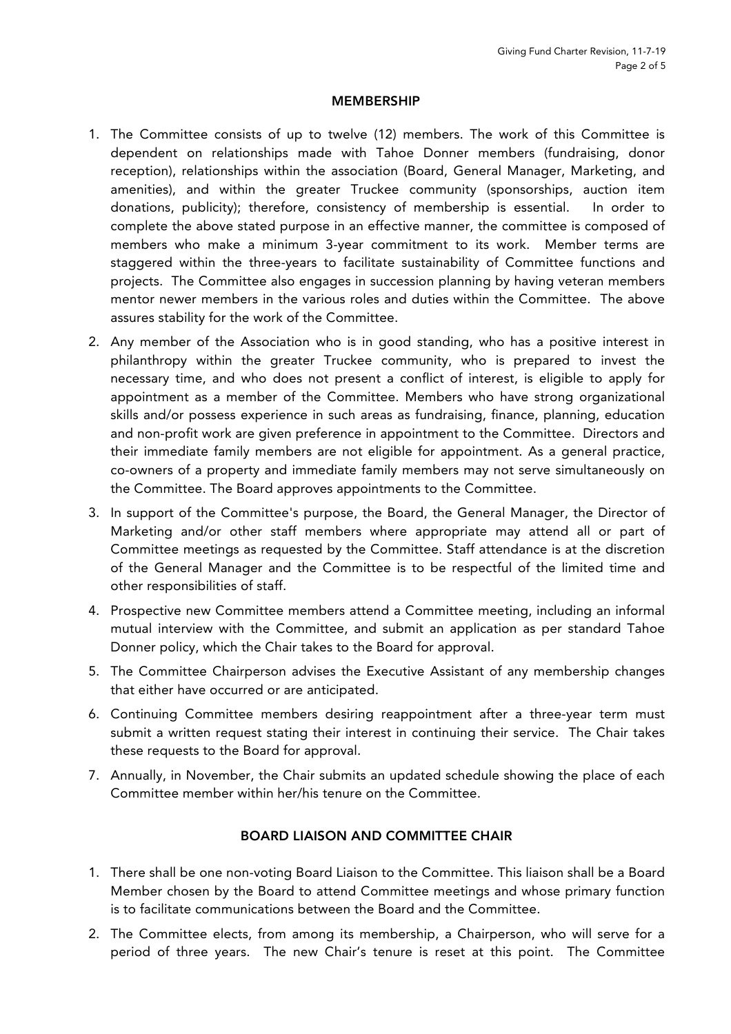## MEMBERSHIP

1. The Committee consists of up to twelve (12) members. The work of this Committee is dependent on relationships made with Tahoe Donner members (fundraising, donor reception), relationships within the association (Board, General Manager, Marketing, and amenities), and within the greater Truckee community (sponsorships, auction item donations, publicity); therefore, consistency of membership is essential. In order to complete the above stated purpose in an effective manner, the committee is composed of members who make a minimum 3-year commitment to its work. Member terms are staggered within the three-years to facilitate sustainability of Committee functions and projects. The Committee also engages in succession planning by having veteran members mentor newer members in the various roles and duties within the Committee. The above assures stability for the work of the Committee.
2. Any member of the Association who is in good standing, who has a positive interest in philanthropy within the greater Truckee community, who is prepared to invest the necessary time, and who does not present a conflict of interest, is eligible to apply for appointment as a member of the Committee. Members who have strong organizational skills and/or possess experience in such areas as fundraising, finance, planning, education and non-profit work are given preference in appointment to the Committee. Directors and their immediate family members are not eligible for appointment. As a general practice, co-owners of a property and immediate family members may not serve simultaneously on the Committee. The Board approves appointments to the Committee.
3. In support of the Committee's purpose, the Board, the General Manager, the Director of Marketing and/or other staff members where appropriate may attend all or part of Committee meetings as requested by the Committee. Staff attendance is at the discretion of the General Manager and the Committee is to be respectful of the limited time and other responsibilities of staff.
4. Prospective new Committee members attend a Committee meeting, including an informal mutual interview with the Committee, and submit an application as per standard Tahoe Donner policy, which the Chair takes to the Board for approval.
5. The Committee Chairperson advises the Executive Assistant of any membership changes that either have occurred or are anticipated.
6. Continuing Committee members desiring reappointment after a three-year term must submit a written request stating their interest in continuing their service. The Chair takes these requests to the Board for approval.
7. Annually, in November, the Chair submits an updated schedule showing the place of each Committee member within her/his tenure on the Committee.

## BOARD LIAISON AND COMMITTEE CHAIR

1. There shall be one non-voting Board Liaison to the Committee. This liaison shall be a Board Member chosen by the Board to attend Committee meetings and whose primary function is to facilitate communications between the Board and the Committee.
2. The Committee elects, from among its membership, a Chairperson, who will serve for a period of three years. The new Chair's tenure is reset at this point. The Committee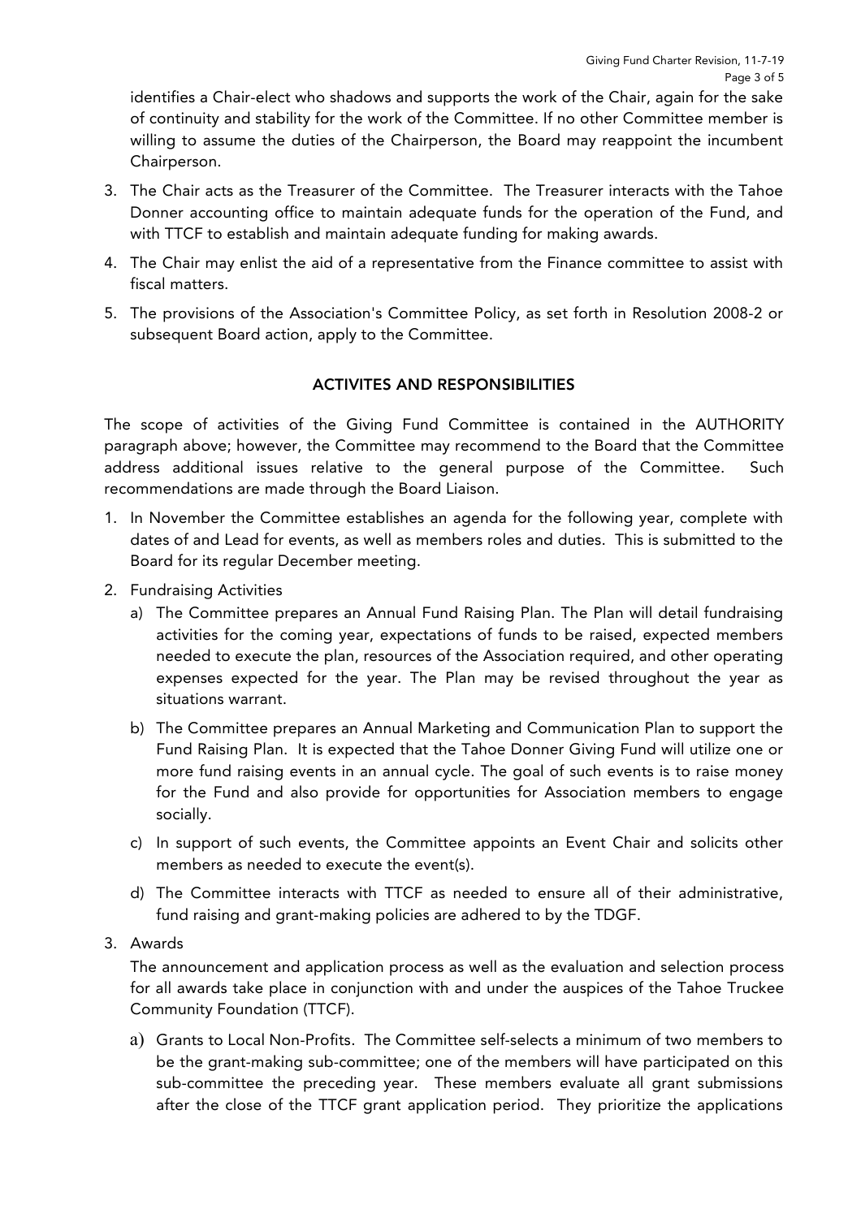identifies a Chair-elect who shadows and supports the work of the Chair, again for the sake of continuity and stability for the work of the Committee. If no other Committee member is willing to assume the duties of the Chairperson, the Board may reappoint the incumbent Chairperson.

3. The Chair acts as the Treasurer of the Committee. The Treasurer interacts with the Tahoe Donner accounting office to maintain adequate funds for the operation of the Fund, and with TTCF to establish and maintain adequate funding for making awards.
4. The Chair may enlist the aid of a representative from the Finance committee to assist with fiscal matters.
5. The provisions of the Association's Committee Policy, as set forth in Resolution 2008-2 or subsequent Board action, apply to the Committee.

## ACTIVITES AND RESPONSIBILITIES

The scope of activities of the Giving Fund Committee is contained in the AUTHORITY paragraph above; however, the Committee may recommend to the Board that the Committee address additional issues relative to the general purpose of the Committee. Such recommendations are made through the Board Liaison.

1. In November the Committee establishes an agenda for the following year, complete with dates of and Lead for events, as well as members roles and duties. This is submitted to the Board for its regular December meeting.
2. Fundraising Activities
   a) The Committee prepares an Annual Fund Raising Plan. The Plan will detail fundraising activities for the coming year, expectations of funds to be raised, expected members needed to execute the plan, resources of the Association required, and other operating expenses expected for the year. The Plan may be revised throughout the year as situations warrant.
   b) The Committee prepares an Annual Marketing and Communication Plan to support the Fund Raising Plan. It is expected that the Tahoe Donner Giving Fund will utilize one or more fund raising events in an annual cycle. The goal of such events is to raise money for the Fund and also provide for opportunities for Association members to engage socially.
   c) In support of such events, the Committee appoints an Event Chair and solicits other members as needed to execute the event(s).
   d) The Committee interacts with TTCF as needed to ensure all of their administrative, fund raising and grant-making policies are adhered to by the TDGF.
3. Awards

   The announcement and application process as well as the evaluation and selection process for all awards take place in conjunction with and under the auspices of the Tahoe Truckee Community Foundation (TTCF).

   a) Grants to Local Non-Profits. The Committee self-selects a minimum of two members to be the grant-making sub-committee; one of the members will have participated on this sub-committee the preceding year. These members evaluate all grant submissions after the close of the TTCF grant application period. They prioritize the applications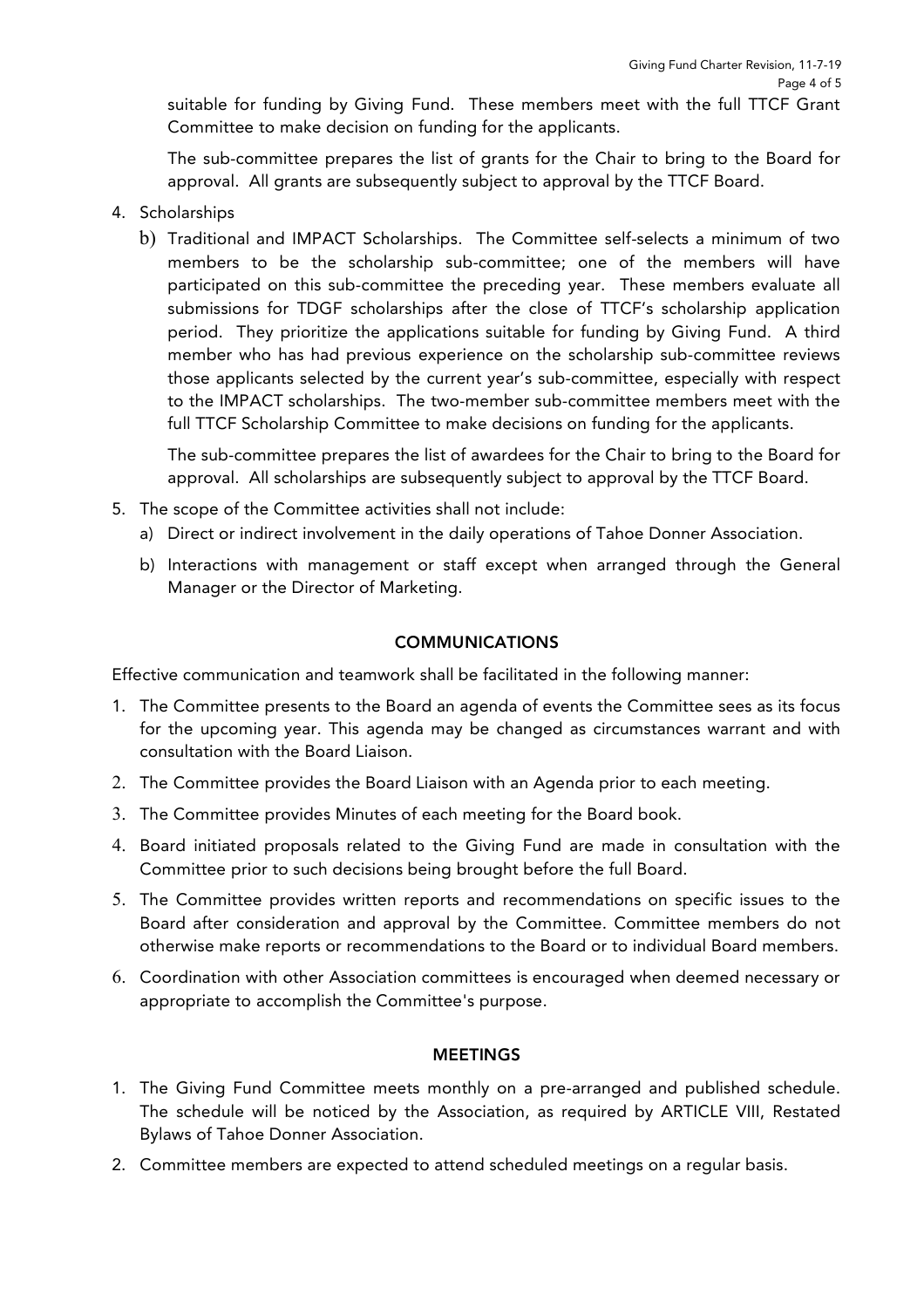suitable for funding by Giving Fund. These members meet with the full TTCF Grant Committee to make decision on funding for the applicants.

The sub-committee prepares the list of grants for the Chair to bring to the Board for approval. All grants are subsequently subject to approval by the TTCF Board.

4. Scholarships
   b) Traditional and IMPACT Scholarships. The Committee self-selects a minimum of two members to be the scholarship sub-committee; one of the members will have participated on this sub-committee the preceding year. These members evaluate all submissions for TDGF scholarships after the close of TTCF's scholarship application period. They prioritize the applications suitable for funding by Giving Fund. A third member who has had previous experience on the scholarship sub-committee reviews those applicants selected by the current year's sub-committee, especially with respect to the IMPACT scholarships. The two-member sub-committee members meet with the full TTCF Scholarship Committee to make decisions on funding for the applicants.

   The sub-committee prepares the list of awardees for the Chair to bring to the Board for approval. All scholarships are subsequently subject to approval by the TTCF Board.

5. The scope of the Committee activities shall not include:
   a) Direct or indirect involvement in the daily operations of Tahoe Donner Association.
   b) Interactions with management or staff except when arranged through the General Manager or the Director of Marketing.

## COMMUNICATIONS

Effective communication and teamwork shall be facilitated in the following manner:

1. The Committee presents to the Board an agenda of events the Committee sees as its focus for the upcoming year. This agenda may be changed as circumstances warrant and with consultation with the Board Liaison.
2. The Committee provides the Board Liaison with an Agenda prior to each meeting.
3. The Committee provides Minutes of each meeting for the Board book.
4. Board initiated proposals related to the Giving Fund are made in consultation with the Committee prior to such decisions being brought before the full Board.
5. The Committee provides written reports and recommendations on specific issues to the Board after consideration and approval by the Committee. Committee members do not otherwise make reports or recommendations to the Board or to individual Board members.
6. Coordination with other Association committees is encouraged when deemed necessary or appropriate to accomplish the Committee's purpose.

## MEETINGS

1. The Giving Fund Committee meets monthly on a pre-arranged and published schedule. The schedule will be noticed by the Association, as required by ARTICLE VIII, Restated Bylaws of Tahoe Donner Association.
2. Committee members are expected to attend scheduled meetings on a regular basis.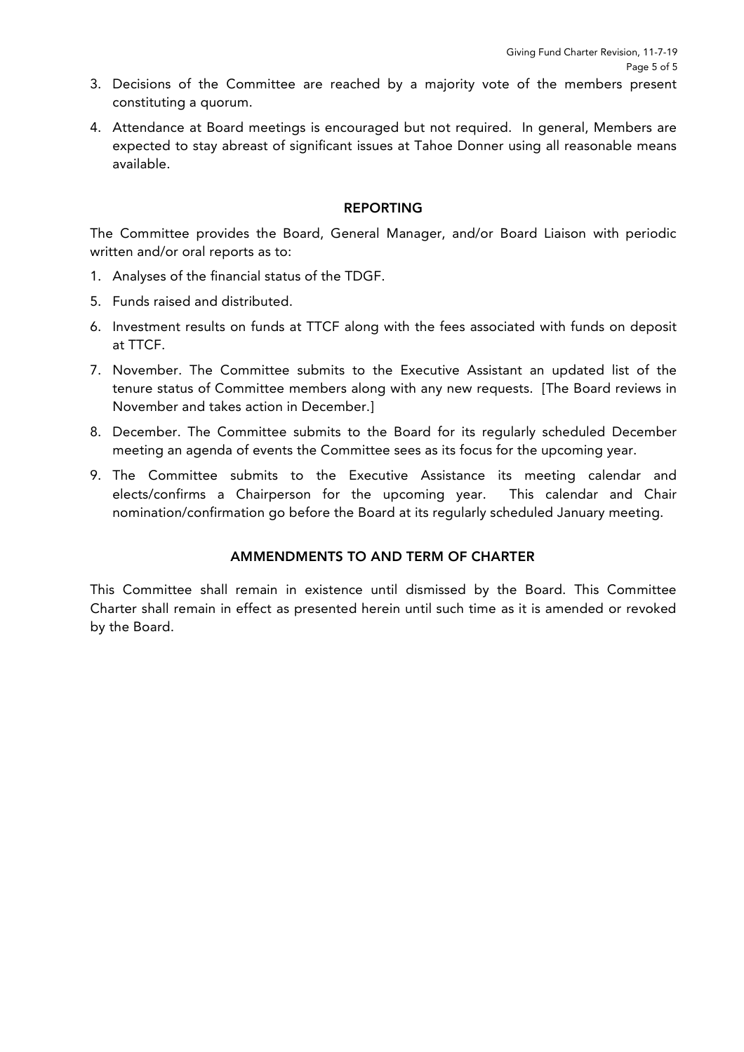3. Decisions of the Committee are reached by a majority vote of the members present constituting a quorum.
4. Attendance at Board meetings is encouraged but not required. In general, Members are expected to stay abreast of significant issues at Tahoe Donner using all reasonable means available.

## REPORTING

The Committee provides the Board, General Manager, and/or Board Liaison with periodic written and/or oral reports as to:

1. Analyses of the financial status of the TDGF.
5. Funds raised and distributed.
6. Investment results on funds at TTCF along with the fees associated with funds on deposit at TTCF.
7. November. The Committee submits to the Executive Assistant an updated list of the tenure status of Committee members along with any new requests. [The Board reviews in November and takes action in December.]
8. December. The Committee submits to the Board for its regularly scheduled December meeting an agenda of events the Committee sees as its focus for the upcoming year.
9. The Committee submits to the Executive Assistance its meeting calendar and elects/confirms a Chairperson for the upcoming year. This calendar and Chair nomination/confirmation go before the Board at its regularly scheduled January meeting.

## AMMENDMENTS TO AND TERM OF CHARTER

This Committee shall remain in existence until dismissed by the Board. This Committee Charter shall remain in effect as presented herein until such time as it is amended or revoked by the Board.